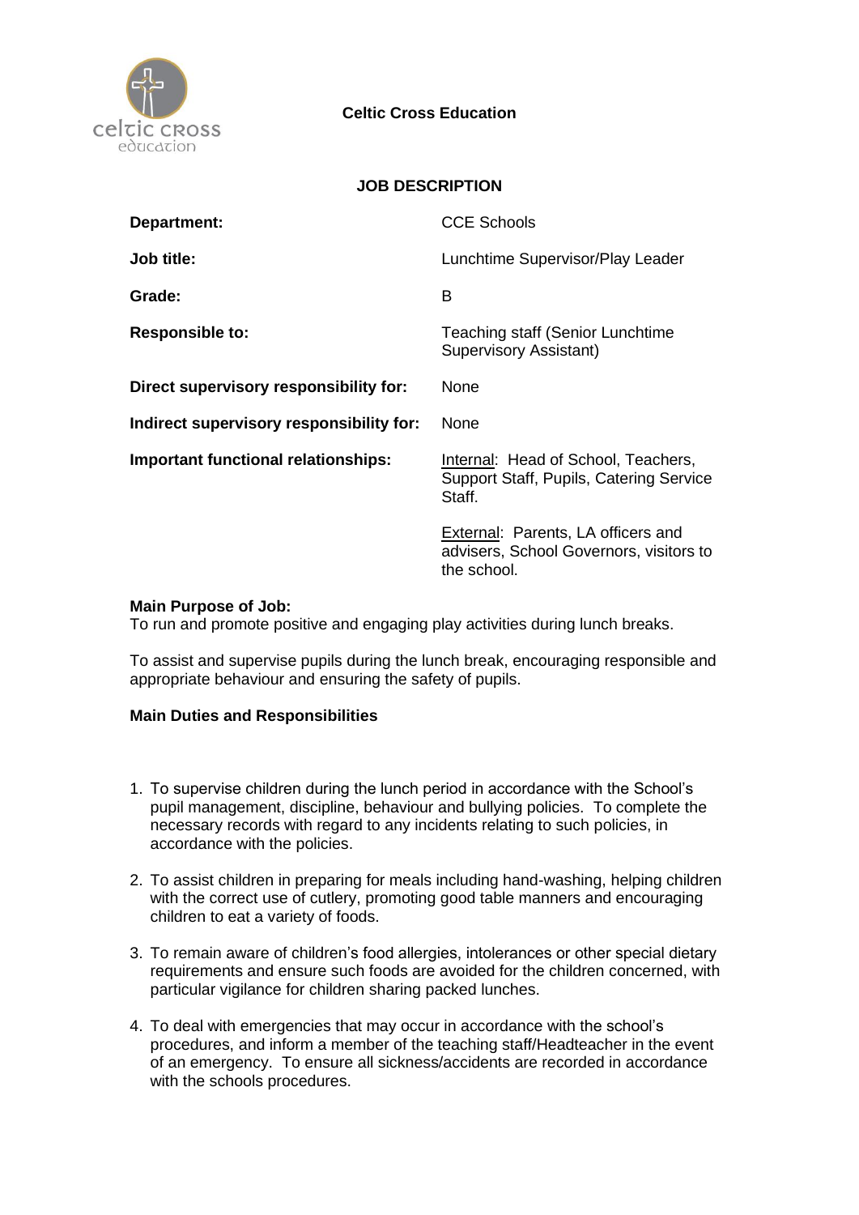**Celtic Cross Education**

## JOB DESCRIPTION

| | |
|---|---|
| **Department:** | CCE Schools |
| **Job title:** | Lunchtime Supervisor/Play Leader |
| **Grade:** | B |
| **Responsible to:** | Teaching staff (Senior Lunchtime Supervisory Assistant) |
| **Direct supervisory responsibility for:** | None |
| **Indirect supervisory responsibility for:** | None |
| **Important functional relationships:** | Internal: Head of School, Teachers, Support Staff, Pupils, Catering Service Staff.<br><br>External: Parents, LA officers and advisers, School Governors, visitors to the school. |

**Main Purpose of Job:**

To run and promote positive and engaging play activities during lunch breaks.

To assist and supervise pupils during the lunch break, encouraging responsible and appropriate behaviour and ensuring the safety of pupils.

**Main Duties and Responsibilities**

1. To supervise children during the lunch period in accordance with the School's pupil management, discipline, behaviour and bullying policies. To complete the necessary records with regard to any incidents relating to such policies, in accordance with the policies.
2. To assist children in preparing for meals including hand-washing, helping children with the correct use of cutlery, promoting good table manners and encouraging children to eat a variety of foods.
3. To remain aware of children's food allergies, intolerances or other special dietary requirements and ensure such foods are avoided for the children concerned, with particular vigilance for children sharing packed lunches.
4. To deal with emergencies that may occur in accordance with the school's procedures, and inform a member of the teaching staff/Headteacher in the event of an emergency. To ensure all sickness/accidents are recorded in accordance with the schools procedures.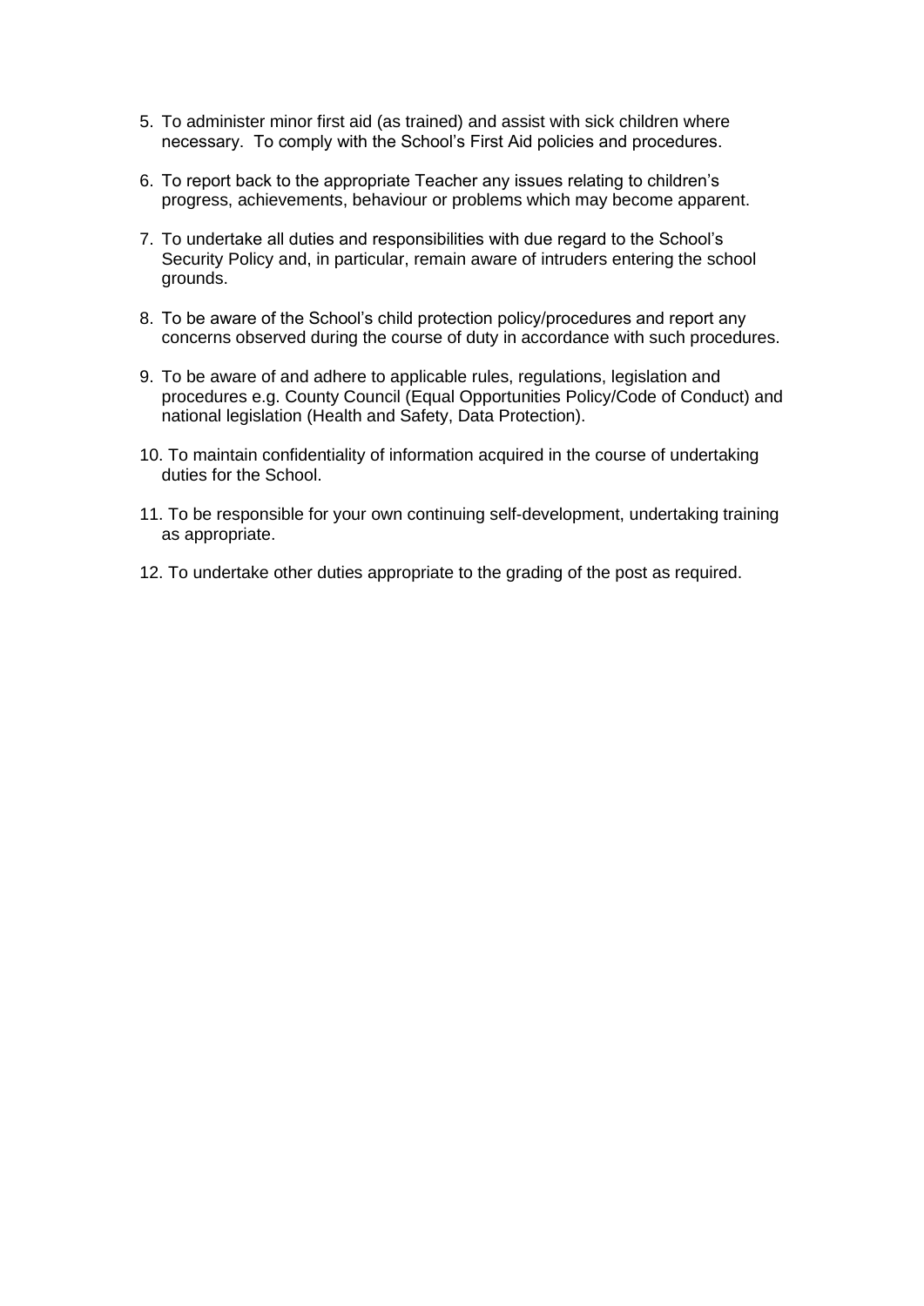5. To administer minor first aid (as trained) and assist with sick children where necessary. To comply with the School's First Aid policies and procedures.
6. To report back to the appropriate Teacher any issues relating to children's progress, achievements, behaviour or problems which may become apparent.
7. To undertake all duties and responsibilities with due regard to the School's Security Policy and, in particular, remain aware of intruders entering the school grounds.
8. To be aware of the School's child protection policy/procedures and report any concerns observed during the course of duty in accordance with such procedures.
9. To be aware of and adhere to applicable rules, regulations, legislation and procedures e.g. County Council (Equal Opportunities Policy/Code of Conduct) and national legislation (Health and Safety, Data Protection).
10. To maintain confidentiality of information acquired in the course of undertaking duties for the School.
11. To be responsible for your own continuing self-development, undertaking training as appropriate.
12. To undertake other duties appropriate to the grading of the post as required.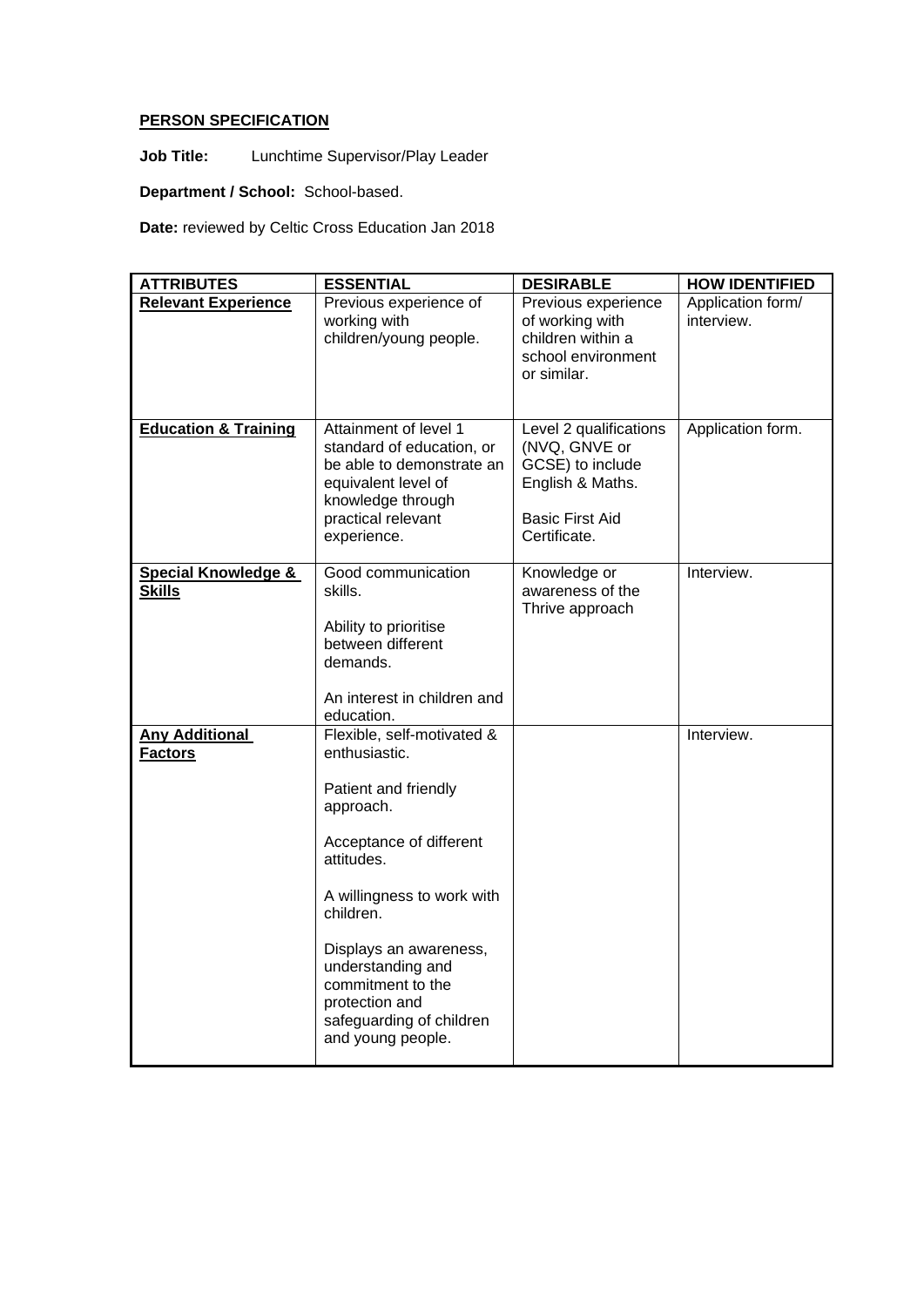**PERSON SPECIFICATION**

**Job Title:** Lunchtime Supervisor/Play Leader

**Department / School:** School-based.

**Date:** reviewed by Celtic Cross Education Jan 2018

| ATTRIBUTES | ESSENTIAL | DESIRABLE | HOW IDENTIFIED |
|---|---|---|---|
| **Relevant Experience** | Previous experience of working with children/young people. | Previous experience of working with children within a school environment or similar. | Application form/ interview. |
| **Education & Training** | Attainment of level 1 standard of education, or be able to demonstrate an equivalent level of knowledge through practical relevant experience. | Level 2 qualifications (NVQ, GNVE or GCSE) to include English & Maths.<br><br>Basic First Aid Certificate. | Application form. |
| **Special Knowledge & Skills** | Good communication skills.<br><br>Ability to prioritise between different demands.<br><br>An interest in children and education. | Knowledge or awareness of the Thrive approach | Interview. |
| **Any Additional Factors** | Flexible, self-motivated & enthusiastic.<br><br>Patient and friendly approach.<br><br>Acceptance of different attitudes.<br><br>A willingness to work with children.<br><br>Displays an awareness, understanding and commitment to the protection and safeguarding of children and young people. | | Interview. |